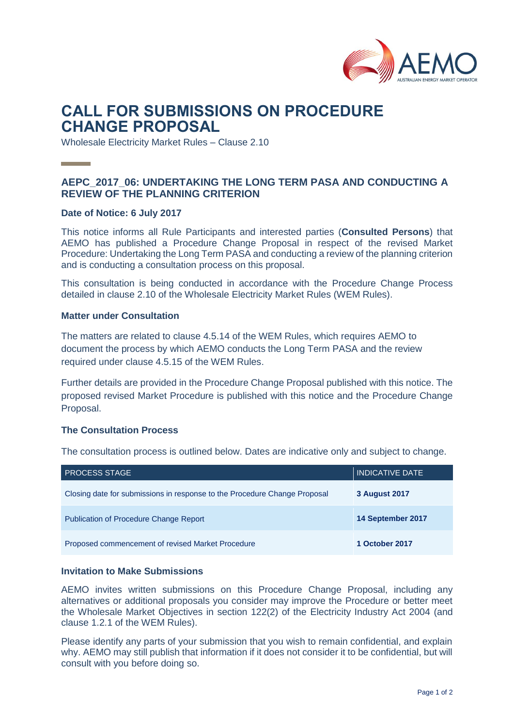# CALL FOR SUBMISSIONS ON PROCEDURE CHANGE PROPOSAL

Wholesale Electricity Market Rules – Clause 2.10

## AEPC_2017_06: UNDERTAKING THE LONG TERM PASA AND CONDUCTING A REVIEW OF THE PLANNING CRITERION

**Date of Notice: 6 July 2017**

This notice informs all Rule Participants and interested parties (**Consulted Persons**) that AEMO has published a Procedure Change Proposal in respect of the revised Market Procedure: Undertaking the Long Term PASA and conducting a review of the planning criterion and is conducting a consultation process on this proposal.

This consultation is being conducted in accordance with the Procedure Change Process detailed in clause 2.10 of the Wholesale Electricity Market Rules (WEM Rules).

### Matter under Consultation

The matters are related to clause 4.5.14 of the WEM Rules, which requires AEMO to document the process by which AEMO conducts the Long Term PASA and the review required under clause 4.5.15 of the WEM Rules.

Further details are provided in the Procedure Change Proposal published with this notice. The proposed revised Market Procedure is published with this notice and the Procedure Change Proposal.

### The Consultation Process

The consultation process is outlined below. Dates are indicative only and subject to change.

| PROCESS STAGE | INDICATIVE DATE |
|---|---|
| Closing date for submissions in response to the Procedure Change Proposal | **3 August 2017** |
| Publication of Procedure Change Report | **14 September 2017** |
| Proposed commencement of revised Market Procedure | **1 October 2017** |

### Invitation to Make Submissions

AEMO invites written submissions on this Procedure Change Proposal, including any alternatives or additional proposals you consider may improve the Procedure or better meet the Wholesale Market Objectives in section 122(2) of the Electricity Industry Act 2004 (and clause 1.2.1 of the WEM Rules).

Please identify any parts of your submission that you wish to remain confidential, and explain why. AEMO may still publish that information if it does not consider it to be confidential, but will consult with you before doing so.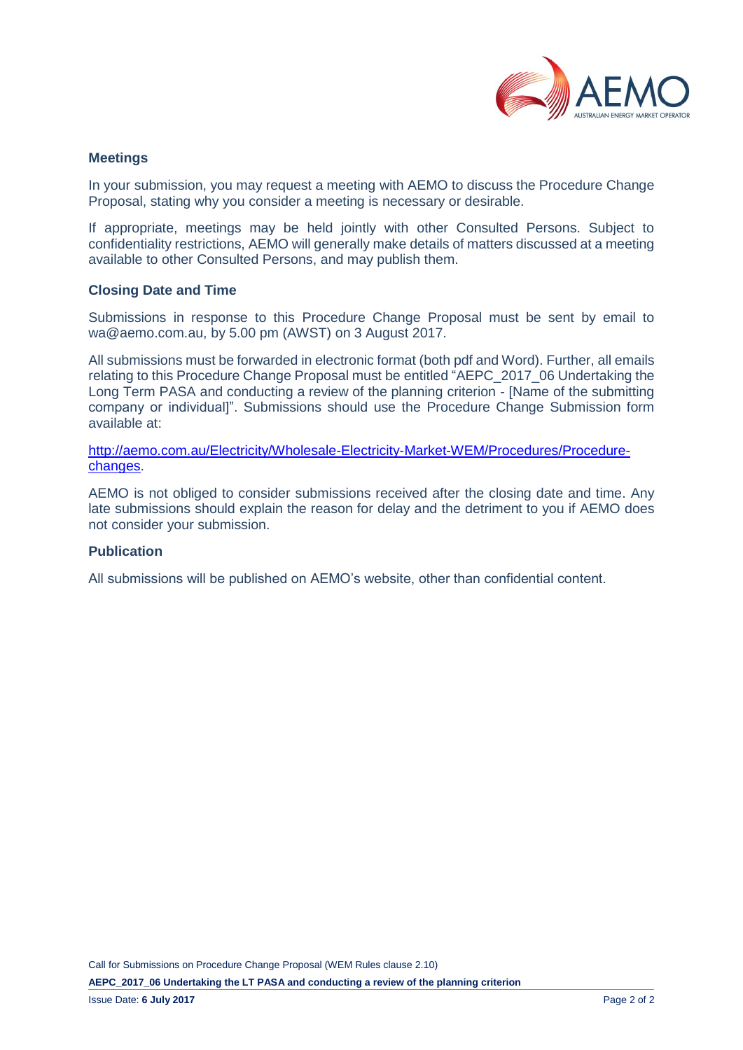### Meetings

In your submission, you may request a meeting with AEMO to discuss the Procedure Change Proposal, stating why you consider a meeting is necessary or desirable.

If appropriate, meetings may be held jointly with other Consulted Persons. Subject to confidentiality restrictions, AEMO will generally make details of matters discussed at a meeting available to other Consulted Persons, and may publish them.

### Closing Date and Time

Submissions in response to this Procedure Change Proposal must be sent by email to wa@aemo.com.au, by 5.00 pm (AWST) on 3 August 2017.

All submissions must be forwarded in electronic format (both pdf and Word). Further, all emails relating to this Procedure Change Proposal must be entitled "AEPC_2017_06 Undertaking the Long Term PASA and conducting a review of the planning criterion - [Name of the submitting company or individual]". Submissions should use the Procedure Change Submission form available at:

[http://aemo.com.au/Electricity/Wholesale-Electricity-Market-WEM/Procedures/Procedure-changes](http://aemo.com.au/Electricity/Wholesale-Electricity-Market-WEM/Procedures/Procedure-changes).

AEMO is not obliged to consider submissions received after the closing date and time. Any late submissions should explain the reason for delay and the detriment to you if AEMO does not consider your submission.

### Publication

All submissions will be published on AEMO's website, other than confidential content.